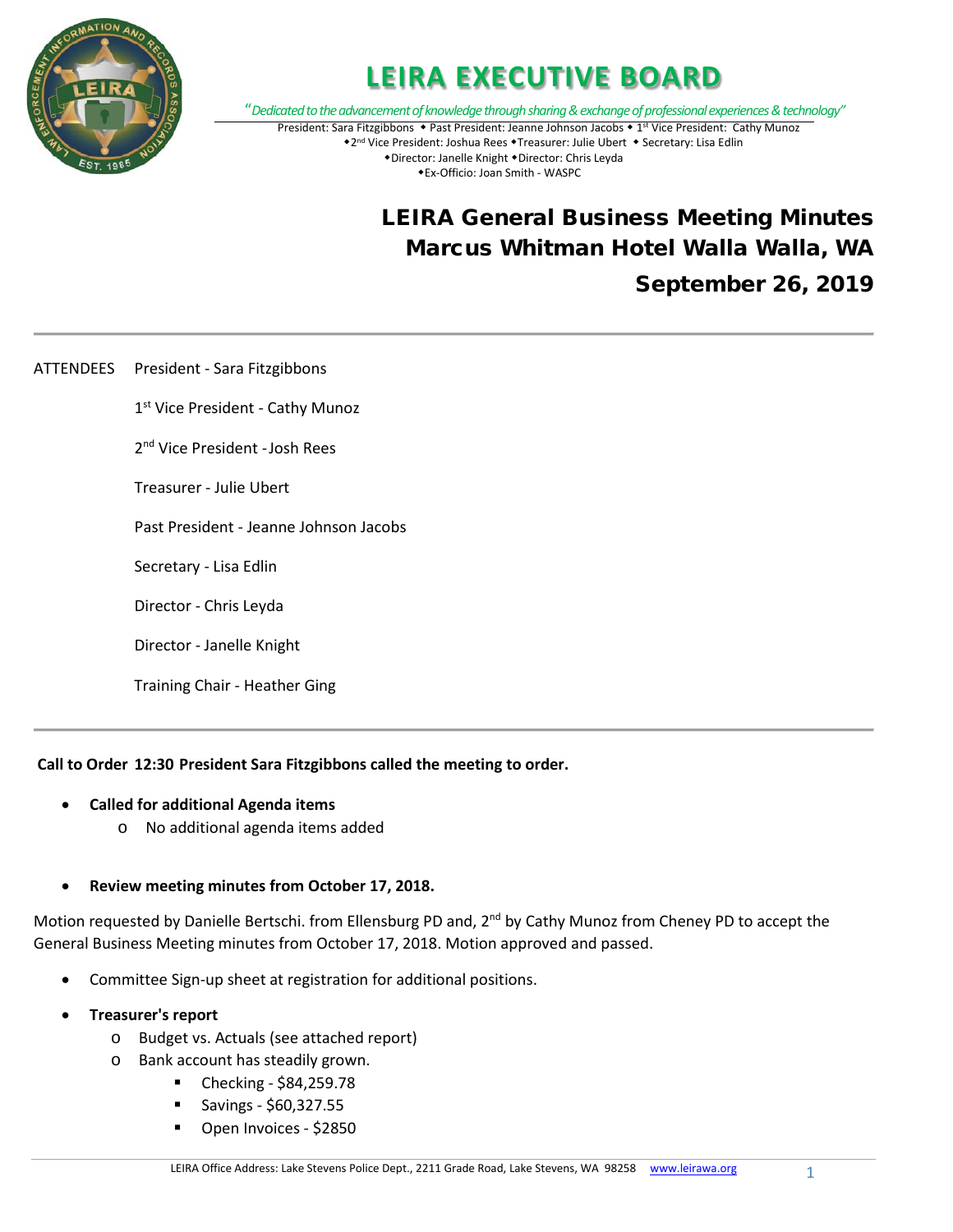# LEIRA EXECUTIVE BOARD

*"Dedicated to the advancement of knowledge through sharing & exchange of professional experiences & technology"*

President: Sara Fitzgibbons ◆ Past President: Jeanne Johnson Jacobs ◆ 1st Vice President: Cathy Munoz
◆2nd Vice President: Joshua Rees ◆Treasurer: Julie Ubert ◆ Secretary: Lisa Edlin
◆Director: Janelle Knight ◆Director: Chris Leyda
◆Ex-Officio: Joan Smith - WASPC

## LEIRA General Business Meeting Minutes
## Marcus Whitman Hotel Walla Walla, WA
## September 26, 2019

---

ATTENDEES President - Sara Fitzgibbons

1st Vice President - Cathy Munoz

2nd Vice President - Josh Rees

Treasurer - Julie Ubert

Past President - Jeanne Johnson Jacobs

Secretary - Lisa Edlin

Director - Chris Leyda

Director - Janelle Knight

Training Chair - Heather Ging

---

**Call to Order 12:30 President Sara Fitzgibbons called the meeting to order.**

- **Called for additional Agenda items**
  - No additional agenda items added

- **Review meeting minutes from October 17, 2018.**

Motion requested by Danielle Bertschi. from Ellensburg PD and, 2nd by Cathy Munoz from Cheney PD to accept the General Business Meeting minutes from October 17, 2018. Motion approved and passed.

- Committee Sign-up sheet at registration for additional positions.

- **Treasurer's report**
  - Budget vs. Actuals (see attached report)
  - Bank account has steadily grown.
    - Checking - $84,259.78
    - Savings - $60,327.55
    - Open Invoices - $2850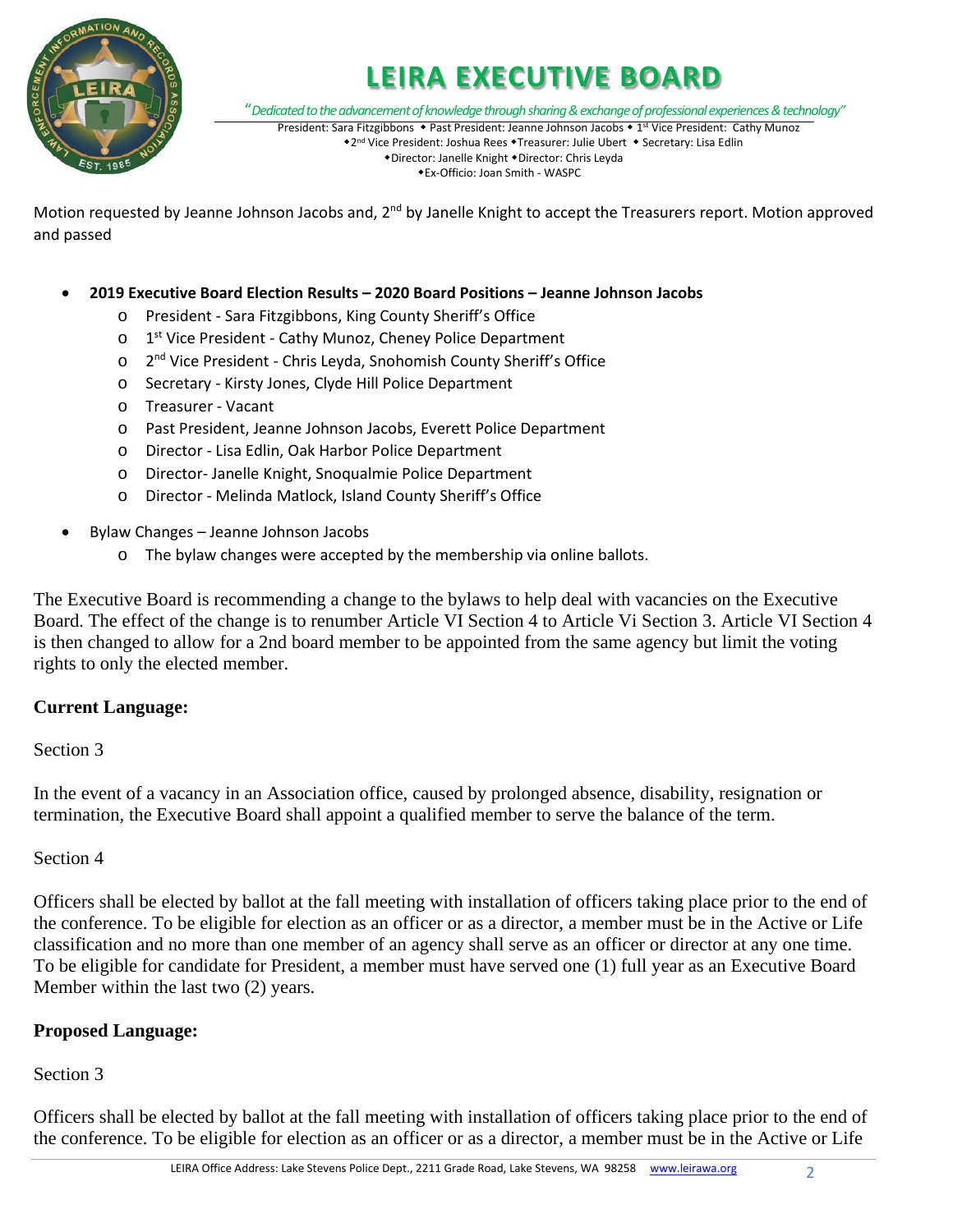Motion requested by Jeanne Johnson Jacobs and, 2nd by Janelle Knight to accept the Treasurers report. Motion approved and passed

- **2019 Executive Board Election Results – 2020 Board Positions – Jeanne Johnson Jacobs**
  - President - Sara Fitzgibbons, King County Sheriff's Office
  - 1st Vice President - Cathy Munoz, Cheney Police Department
  - 2nd Vice President - Chris Leyda, Snohomish County Sheriff's Office
  - Secretary - Kirsty Jones, Clyde Hill Police Department
  - Treasurer - Vacant
  - Past President, Jeanne Johnson Jacobs, Everett Police Department
  - Director - Lisa Edlin, Oak Harbor Police Department
  - Director- Janelle Knight, Snoqualmie Police Department
  - Director - Melinda Matlock, Island County Sheriff's Office
- Bylaw Changes – Jeanne Johnson Jacobs
  - The bylaw changes were accepted by the membership via online ballots.

The Executive Board is recommending a change to the bylaws to help deal with vacancies on the Executive Board. The effect of the change is to renumber Article VI Section 4 to Article Vi Section 3. Article VI Section 4 is then changed to allow for a 2nd board member to be appointed from the same agency but limit the voting rights to only the elected member.

**Current Language:**

Section 3

In the event of a vacancy in an Association office, caused by prolonged absence, disability, resignation or termination, the Executive Board shall appoint a qualified member to serve the balance of the term.

Section 4

Officers shall be elected by ballot at the fall meeting with installation of officers taking place prior to the end of the conference. To be eligible for election as an officer or as a director, a member must be in the Active or Life classification and no more than one member of an agency shall serve as an officer or director at any one time. To be eligible for candidate for President, a member must have served one (1) full year as an Executive Board Member within the last two (2) years.

**Proposed Language:**

Section 3

Officers shall be elected by ballot at the fall meeting with installation of officers taking place prior to the end of the conference. To be eligible for election as an officer or as a director, a member must be in the Active or Life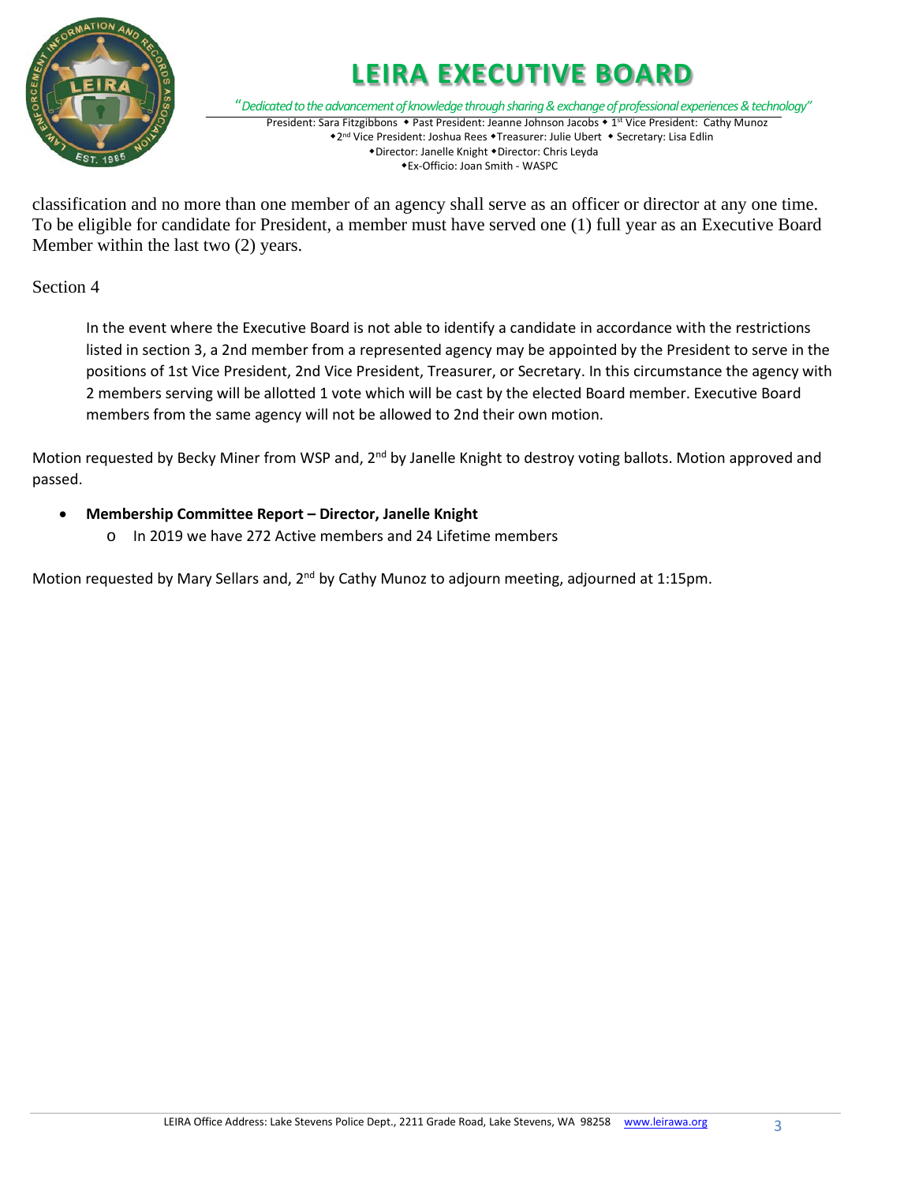classification and no more than one member of an agency shall serve as an officer or director at any one time. To be eligible for candidate for President, a member must have served one (1) full year as an Executive Board Member within the last two (2) years.

Section 4

> In the event where the Executive Board is not able to identify a candidate in accordance with the restrictions listed in section 3, a 2nd member from a represented agency may be appointed by the President to serve in the positions of 1st Vice President, 2nd Vice President, Treasurer, or Secretary. In this circumstance the agency with 2 members serving will be allotted 1 vote which will be cast by the elected Board member. Executive Board members from the same agency will not be allowed to 2nd their own motion.

Motion requested by Becky Miner from WSP and, 2nd by Janelle Knight to destroy voting ballots. Motion approved and passed.

- **Membership Committee Report – Director, Janelle Knight**
  - In 2019 we have 272 Active members and 24 Lifetime members

Motion requested by Mary Sellars and, 2nd by Cathy Munoz to adjourn meeting, adjourned at 1:15pm.